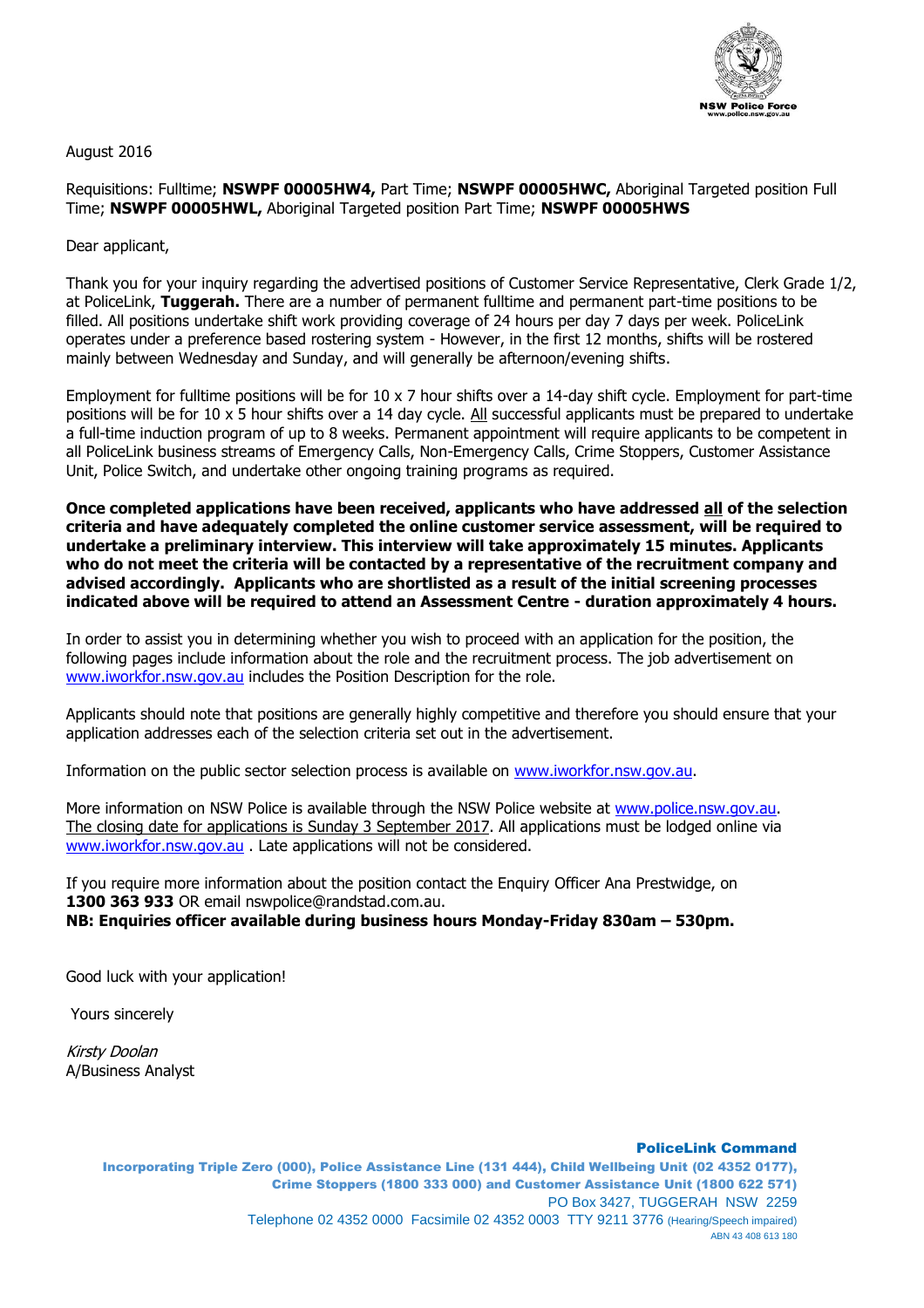NSW Police Force
www.police.nsw.gov.au

August 2016

Requisitions: Fulltime; **NSWPF 00005HW4,** Part Time; **NSWPF 00005HWC,** Aboriginal Targeted position Full Time; **NSWPF 00005HWL,** Aboriginal Targeted position Part Time; **NSWPF 00005HWS**

Dear applicant,

Thank you for your inquiry regarding the advertised positions of Customer Service Representative, Clerk Grade 1/2, at PoliceLink, **Tuggerah.** There are a number of permanent fulltime and permanent part-time positions to be filled. All positions undertake shift work providing coverage of 24 hours per day 7 days per week. PoliceLink operates under a preference based rostering system - However, in the first 12 months, shifts will be rostered mainly between Wednesday and Sunday, and will generally be afternoon/evening shifts.

Employment for fulltime positions will be for 10 x 7 hour shifts over a 14-day shift cycle. Employment for part-time positions will be for 10 x 5 hour shifts over a 14 day cycle. All successful applicants must be prepared to undertake a full-time induction program of up to 8 weeks. Permanent appointment will require applicants to be competent in all PoliceLink business streams of Emergency Calls, Non-Emergency Calls, Crime Stoppers, Customer Assistance Unit, Police Switch, and undertake other ongoing training programs as required.

**Once completed applications have been received, applicants who have addressed all of the selection criteria and have adequately completed the online customer service assessment, will be required to undertake a preliminary interview. This interview will take approximately 15 minutes. Applicants who do not meet the criteria will be contacted by a representative of the recruitment company and advised accordingly. Applicants who are shortlisted as a result of the initial screening processes indicated above will be required to attend an Assessment Centre - duration approximately 4 hours.**

In order to assist you in determining whether you wish to proceed with an application for the position, the following pages include information about the role and the recruitment process. The job advertisement on www.iworkfor.nsw.gov.au includes the Position Description for the role.

Applicants should note that positions are generally highly competitive and therefore you should ensure that your application addresses each of the selection criteria set out in the advertisement.

Information on the public sector selection process is available on www.iworkfor.nsw.gov.au.

More information on NSW Police is available through the NSW Police website at www.police.nsw.gov.au. The closing date for applications is Sunday 3 September 2017. All applications must be lodged online via www.iworkfor.nsw.gov.au . Late applications will not be considered.

If you require more information about the position contact the Enquiry Officer Ana Prestwidge, on **1300 363 933** OR email nswpolice@randstad.com.au.
**NB: Enquiries officer available during business hours Monday-Friday 830am – 530pm.**

Good luck with your application!

Yours sincerely

*Kirsty Doolan*
A/Business Analyst

**PoliceLink Command**
**Incorporating Triple Zero (000), Police Assistance Line (131 444), Child Wellbeing Unit (02 4352 0177), Crime Stoppers (1800 333 000) and Customer Assistance Unit (1800 622 571)**
PO Box 3427, TUGGERAH NSW 2259
Telephone 02 4352 0000 Facsimile 02 4352 0003 TTY 9211 3776 (Hearing/Speech impaired)
ABN 43 408 613 180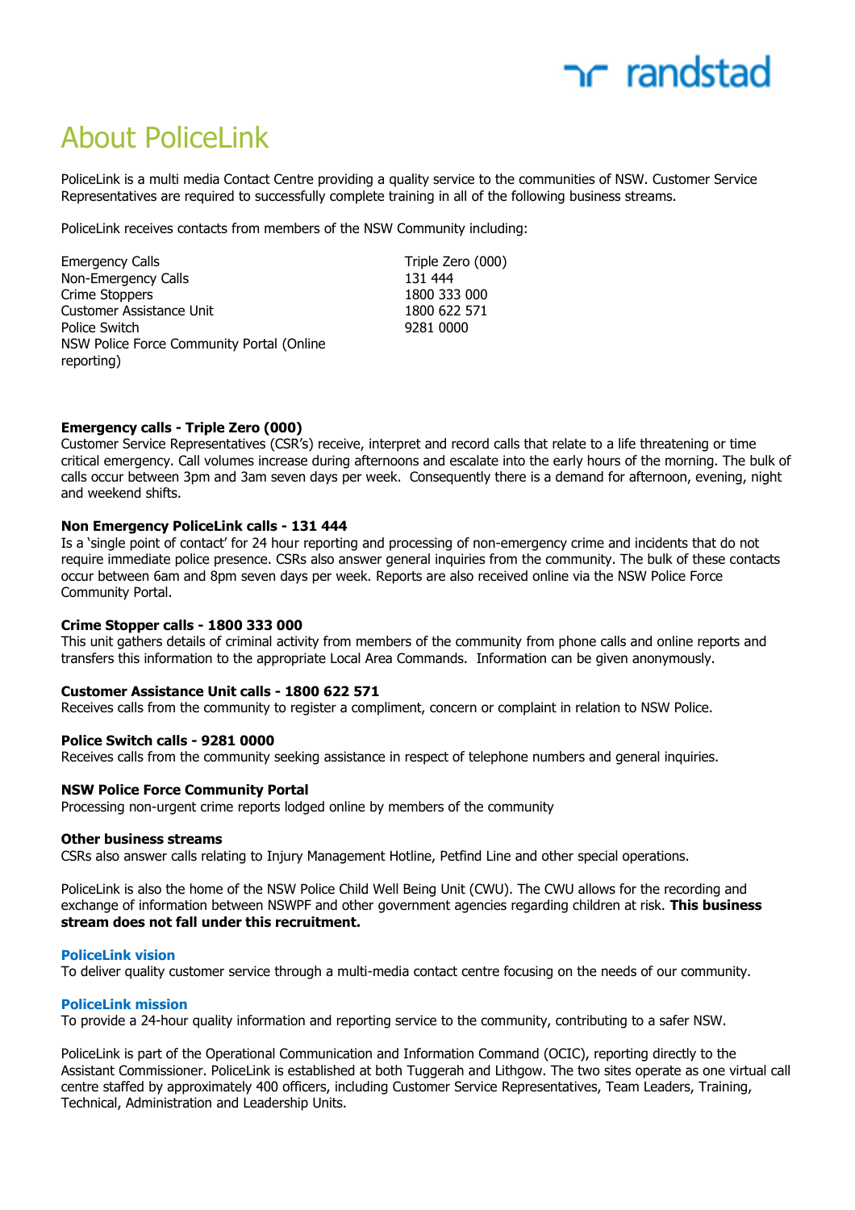# About PoliceLink

PoliceLink is a multi media Contact Centre providing a quality service to the communities of NSW. Customer Service Representatives are required to successfully complete training in all of the following business streams.

PoliceLink receives contacts from members of the NSW Community including:

| | |
|---|---|
| Emergency Calls | Triple Zero (000) |
| Non-Emergency Calls | 131 444 |
| Crime Stoppers | 1800 333 000 |
| Customer Assistance Unit | 1800 622 571 |
| Police Switch | 9281 0000 |
| NSW Police Force Community Portal (Online reporting) | |

**Emergency calls - Triple Zero (000)**
Customer Service Representatives (CSR's) receive, interpret and record calls that relate to a life threatening or time critical emergency. Call volumes increase during afternoons and escalate into the early hours of the morning. The bulk of calls occur between 3pm and 3am seven days per week. Consequently there is a demand for afternoon, evening, night and weekend shifts.

**Non Emergency PoliceLink calls - 131 444**
Is a 'single point of contact' for 24 hour reporting and processing of non-emergency crime and incidents that do not require immediate police presence. CSRs also answer general inquiries from the community. The bulk of these contacts occur between 6am and 8pm seven days per week. Reports are also received online via the NSW Police Force Community Portal.

**Crime Stopper calls - 1800 333 000**
This unit gathers details of criminal activity from members of the community from phone calls and online reports and transfers this information to the appropriate Local Area Commands. Information can be given anonymously.

**Customer Assistance Unit calls - 1800 622 571**
Receives calls from the community to register a compliment, concern or complaint in relation to NSW Police.

**Police Switch calls - 9281 0000**
Receives calls from the community seeking assistance in respect of telephone numbers and general inquiries.

**NSW Police Force Community Portal**
Processing non-urgent crime reports lodged online by members of the community

**Other business streams**
CSRs also answer calls relating to Injury Management Hotline, Petfind Line and other special operations.

PoliceLink is also the home of the NSW Police Child Well Being Unit (CWU). The CWU allows for the recording and exchange of information between NSWPF and other government agencies regarding children at risk. **This business stream does not fall under this recruitment.**

**PoliceLink vision**
To deliver quality customer service through a multi-media contact centre focusing on the needs of our community.

**PoliceLink mission**
To provide a 24-hour quality information and reporting service to the community, contributing to a safer NSW.

PoliceLink is part of the Operational Communication and Information Command (OCIC), reporting directly to the Assistant Commissioner. PoliceLink is established at both Tuggerah and Lithgow. The two sites operate as one virtual call centre staffed by approximately 400 officers, including Customer Service Representatives, Team Leaders, Training, Technical, Administration and Leadership Units.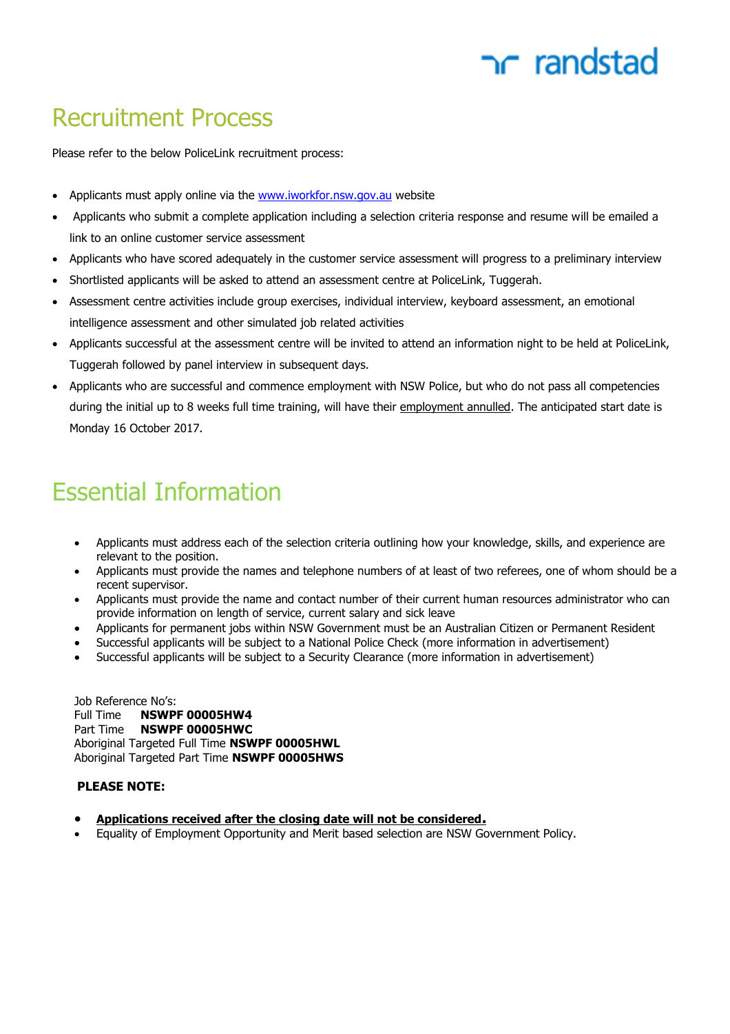# Recruitment Process

Please refer to the below PoliceLink recruitment process:

- Applicants must apply online via the www.iworkfor.nsw.gov.au website
- Applicants who submit a complete application including a selection criteria response and resume will be emailed a link to an online customer service assessment
- Applicants who have scored adequately in the customer service assessment will progress to a preliminary interview
- Shortlisted applicants will be asked to attend an assessment centre at PoliceLink, Tuggerah.
- Assessment centre activities include group exercises, individual interview, keyboard assessment, an emotional intelligence assessment and other simulated job related activities
- Applicants successful at the assessment centre will be invited to attend an information night to be held at PoliceLink, Tuggerah followed by panel interview in subsequent days.
- Applicants who are successful and commence employment with NSW Police, but who do not pass all competencies during the initial up to 8 weeks full time training, will have their employment annulled. The anticipated start date is Monday 16 October 2017.

# Essential Information

- Applicants must address each of the selection criteria outlining how your knowledge, skills, and experience are relevant to the position.
- Applicants must provide the names and telephone numbers of at least of two referees, one of whom should be a recent supervisor.
- Applicants must provide the name and contact number of their current human resources administrator who can provide information on length of service, current salary and sick leave
- Applicants for permanent jobs within NSW Government must be an Australian Citizen or Permanent Resident
- Successful applicants will be subject to a National Police Check (more information in advertisement)
- Successful applicants will be subject to a Security Clearance (more information in advertisement)

Job Reference No's:
Full Time **NSWPF 00005HW4**
Part Time **NSWPF 00005HWC**
Aboriginal Targeted Full Time **NSWPF 00005HWL**
Aboriginal Targeted Part Time **NSWPF 00005HWS**

**PLEASE NOTE:**

- **Applications received after the closing date will not be considered.**
- Equality of Employment Opportunity and Merit based selection are NSW Government Policy.